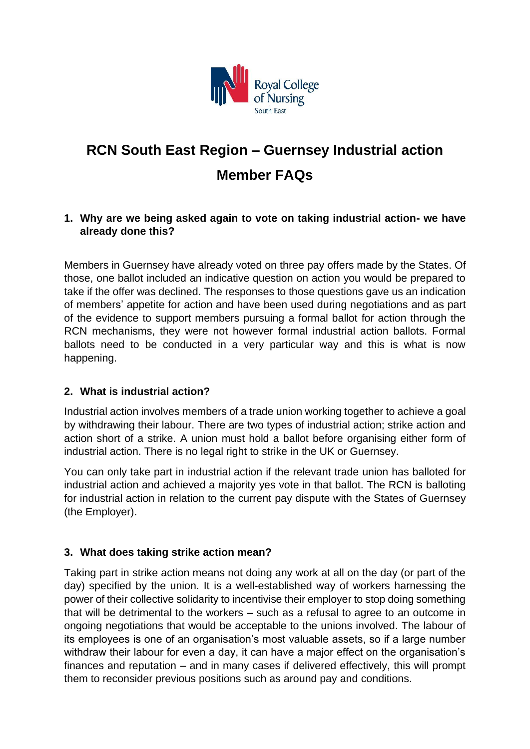# RCN South East Region – Guernsey Industrial action Member FAQs

### 1. Why are we being asked again to vote on taking industrial action- we have already done this?

Members in Guernsey have already voted on three pay offers made by the States. Of those, one ballot included an indicative question on action you would be prepared to take if the offer was declined. The responses to those questions gave us an indication of members' appetite for action and have been used during negotiations and as part of the evidence to support members pursuing a formal ballot for action through the RCN mechanisms, they were not however formal industrial action ballots. Formal ballots need to be conducted in a very particular way and this is what is now happening.

### 2. What is industrial action?

Industrial action involves members of a trade union working together to achieve a goal by withdrawing their labour. There are two types of industrial action; strike action and action short of a strike. A union must hold a ballot before organising either form of industrial action. There is no legal right to strike in the UK or Guernsey.

You can only take part in industrial action if the relevant trade union has balloted for industrial action and achieved a majority yes vote in that ballot. The RCN is balloting for industrial action in relation to the current pay dispute with the States of Guernsey (the Employer).

### 3. What does taking strike action mean?

Taking part in strike action means not doing any work at all on the day (or part of the day) specified by the union. It is a well-established way of workers harnessing the power of their collective solidarity to incentivise their employer to stop doing something that will be detrimental to the workers – such as a refusal to agree to an outcome in ongoing negotiations that would be acceptable to the unions involved. The labour of its employees is one of an organisation's most valuable assets, so if a large number withdraw their labour for even a day, it can have a major effect on the organisation's finances and reputation – and in many cases if delivered effectively, this will prompt them to reconsider previous positions such as around pay and conditions.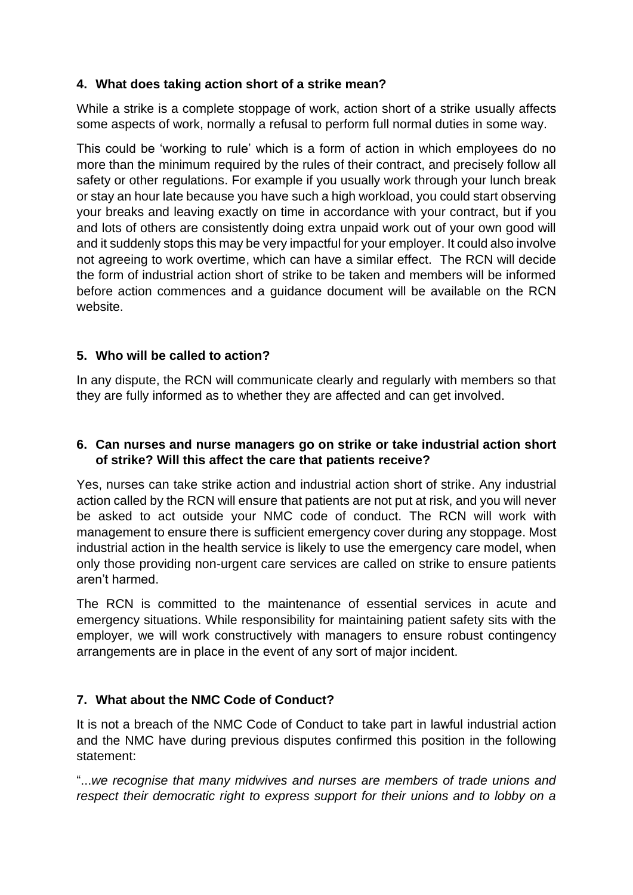### 4. What does taking action short of a strike mean?

While a strike is a complete stoppage of work, action short of a strike usually affects some aspects of work, normally a refusal to perform full normal duties in some way.

This could be 'working to rule' which is a form of action in which employees do no more than the minimum required by the rules of their contract, and precisely follow all safety or other regulations. For example if you usually work through your lunch break or stay an hour late because you have such a high workload, you could start observing your breaks and leaving exactly on time in accordance with your contract, but if you and lots of others are consistently doing extra unpaid work out of your own good will and it suddenly stops this may be very impactful for your employer. It could also involve not agreeing to work overtime, which can have a similar effect. The RCN will decide the form of industrial action short of strike to be taken and members will be informed before action commences and a guidance document will be available on the RCN website.

### 5. Who will be called to action?

In any dispute, the RCN will communicate clearly and regularly with members so that they are fully informed as to whether they are affected and can get involved.

### 6. Can nurses and nurse managers go on strike or take industrial action short of strike? Will this affect the care that patients receive?

Yes, nurses can take strike action and industrial action short of strike. Any industrial action called by the RCN will ensure that patients are not put at risk, and you will never be asked to act outside your NMC code of conduct. The RCN will work with management to ensure there is sufficient emergency cover during any stoppage. Most industrial action in the health service is likely to use the emergency care model, when only those providing non-urgent care services are called on strike to ensure patients aren't harmed.

The RCN is committed to the maintenance of essential services in acute and emergency situations. While responsibility for maintaining patient safety sits with the employer, we will work constructively with managers to ensure robust contingency arrangements are in place in the event of any sort of major incident.

### 7. What about the NMC Code of Conduct?

It is not a breach of the NMC Code of Conduct to take part in lawful industrial action and the NMC have during previous disputes confirmed this position in the following statement:

"...*we recognise that many midwives and nurses are members of trade unions and respect their democratic right to express support for their unions and to lobby on a*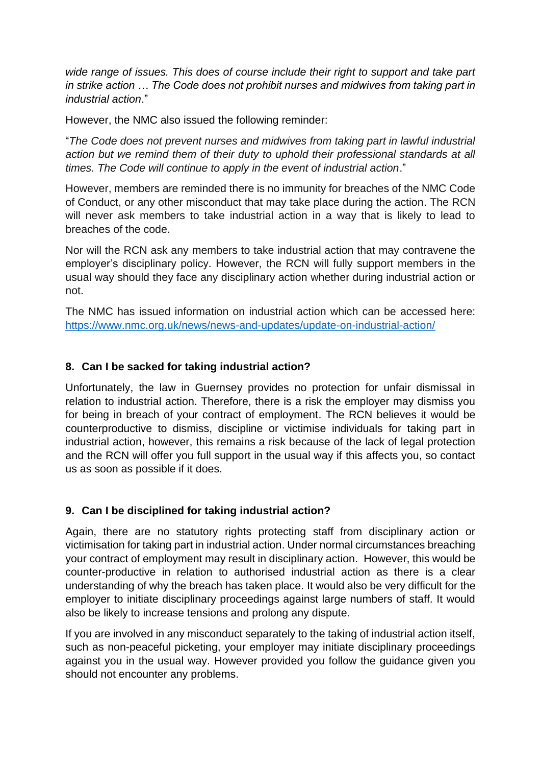*wide range of issues. This does of course include their right to support and take part in strike action … The Code does not prohibit nurses and midwives from taking part in industrial action*."

However, the NMC also issued the following reminder:

"*The Code does not prevent nurses and midwives from taking part in lawful industrial action but we remind them of their duty to uphold their professional standards at all times. The Code will continue to apply in the event of industrial action*."

However, members are reminded there is no immunity for breaches of the NMC Code of Conduct, or any other misconduct that may take place during the action. The RCN will never ask members to take industrial action in a way that is likely to lead to breaches of the code.

Nor will the RCN ask any members to take industrial action that may contravene the employer's disciplinary policy. However, the RCN will fully support members in the usual way should they face any disciplinary action whether during industrial action or not.

The NMC has issued information on industrial action which can be accessed here: [https://www.nmc.org.uk/news/news-and-updates/update-on-industrial-action/](https://www.nmc.org.uk/news/news-and-updates/update-on-industrial-action/)

## 8. Can I be sacked for taking industrial action?

Unfortunately, the law in Guernsey provides no protection for unfair dismissal in relation to industrial action. Therefore, there is a risk the employer may dismiss you for being in breach of your contract of employment. The RCN believes it would be counterproductive to dismiss, discipline or victimise individuals for taking part in industrial action, however, this remains a risk because of the lack of legal protection and the RCN will offer you full support in the usual way if this affects you, so contact us as soon as possible if it does.

## 9. Can I be disciplined for taking industrial action?

Again, there are no statutory rights protecting staff from disciplinary action or victimisation for taking part in industrial action. Under normal circumstances breaching your contract of employment may result in disciplinary action. However, this would be counter-productive in relation to authorised industrial action as there is a clear understanding of why the breach has taken place. It would also be very difficult for the employer to initiate disciplinary proceedings against large numbers of staff. It would also be likely to increase tensions and prolong any dispute.

If you are involved in any misconduct separately to the taking of industrial action itself, such as non-peaceful picketing, your employer may initiate disciplinary proceedings against you in the usual way. However provided you follow the guidance given you should not encounter any problems.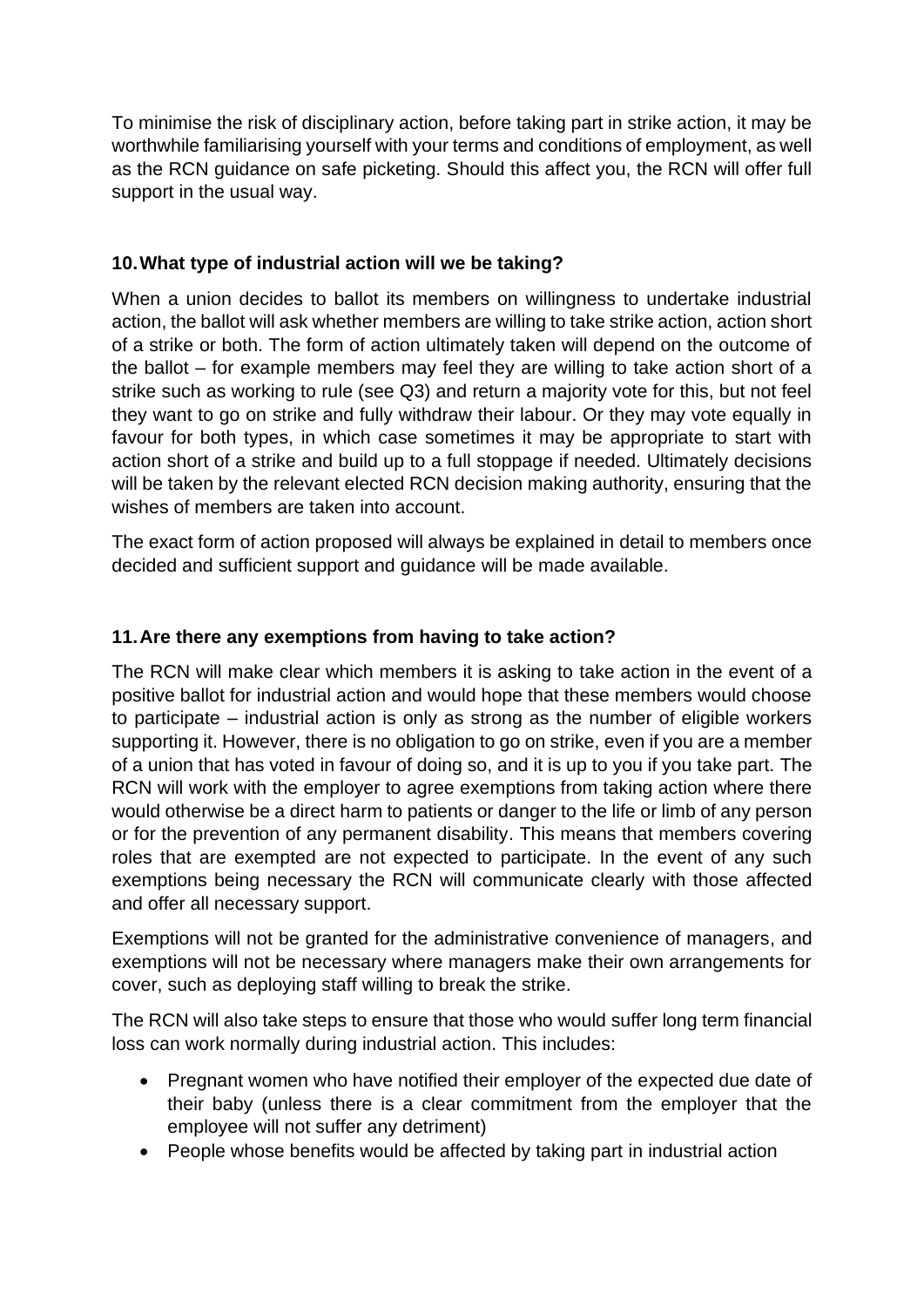To minimise the risk of disciplinary action, before taking part in strike action, it may be worthwhile familiarising yourself with your terms and conditions of employment, as well as the RCN guidance on safe picketing. Should this affect you, the RCN will offer full support in the usual way.

### 10. What type of industrial action will we be taking?

When a union decides to ballot its members on willingness to undertake industrial action, the ballot will ask whether members are willing to take strike action, action short of a strike or both. The form of action ultimately taken will depend on the outcome of the ballot – for example members may feel they are willing to take action short of a strike such as working to rule (see Q3) and return a majority vote for this, but not feel they want to go on strike and fully withdraw their labour. Or they may vote equally in favour for both types, in which case sometimes it may be appropriate to start with action short of a strike and build up to a full stoppage if needed. Ultimately decisions will be taken by the relevant elected RCN decision making authority, ensuring that the wishes of members are taken into account.

The exact form of action proposed will always be explained in detail to members once decided and sufficient support and guidance will be made available.

### 11. Are there any exemptions from having to take action?

The RCN will make clear which members it is asking to take action in the event of a positive ballot for industrial action and would hope that these members would choose to participate – industrial action is only as strong as the number of eligible workers supporting it. However, there is no obligation to go on strike, even if you are a member of a union that has voted in favour of doing so, and it is up to you if you take part. The RCN will work with the employer to agree exemptions from taking action where there would otherwise be a direct harm to patients or danger to the life or limb of any person or for the prevention of any permanent disability. This means that members covering roles that are exempted are not expected to participate. In the event of any such exemptions being necessary the RCN will communicate clearly with those affected and offer all necessary support.

Exemptions will not be granted for the administrative convenience of managers, and exemptions will not be necessary where managers make their own arrangements for cover, such as deploying staff willing to break the strike.

The RCN will also take steps to ensure that those who would suffer long term financial loss can work normally during industrial action. This includes:

- Pregnant women who have notified their employer of the expected due date of their baby (unless there is a clear commitment from the employer that the employee will not suffer any detriment)
- People whose benefits would be affected by taking part in industrial action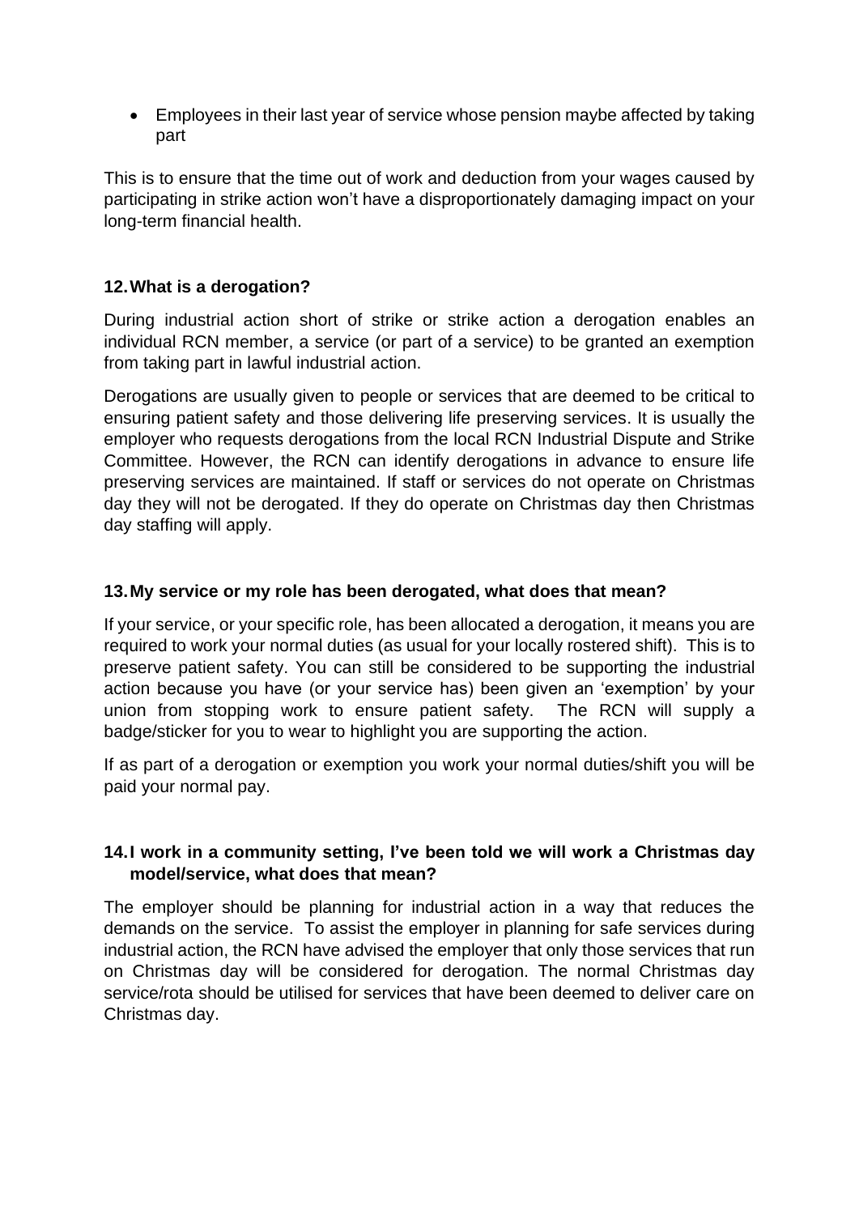- Employees in their last year of service whose pension maybe affected by taking part

This is to ensure that the time out of work and deduction from your wages caused by participating in strike action won't have a disproportionately damaging impact on your long-term financial health.

## 12. What is a derogation?

During industrial action short of strike or strike action a derogation enables an individual RCN member, a service (or part of a service) to be granted an exemption from taking part in lawful industrial action.

Derogations are usually given to people or services that are deemed to be critical to ensuring patient safety and those delivering life preserving services. It is usually the employer who requests derogations from the local RCN Industrial Dispute and Strike Committee. However, the RCN can identify derogations in advance to ensure life preserving services are maintained. If staff or services do not operate on Christmas day they will not be derogated. If they do operate on Christmas day then Christmas day staffing will apply.

## 13. My service or my role has been derogated, what does that mean?

If your service, or your specific role, has been allocated a derogation, it means you are required to work your normal duties (as usual for your locally rostered shift). This is to preserve patient safety. You can still be considered to be supporting the industrial action because you have (or your service has) been given an 'exemption' by your union from stopping work to ensure patient safety. The RCN will supply a badge/sticker for you to wear to highlight you are supporting the action.

If as part of a derogation or exemption you work your normal duties/shift you will be paid your normal pay.

## 14. I work in a community setting, I've been told we will work a Christmas day model/service, what does that mean?

The employer should be planning for industrial action in a way that reduces the demands on the service. To assist the employer in planning for safe services during industrial action, the RCN have advised the employer that only those services that run on Christmas day will be considered for derogation. The normal Christmas day service/rota should be utilised for services that have been deemed to deliver care on Christmas day.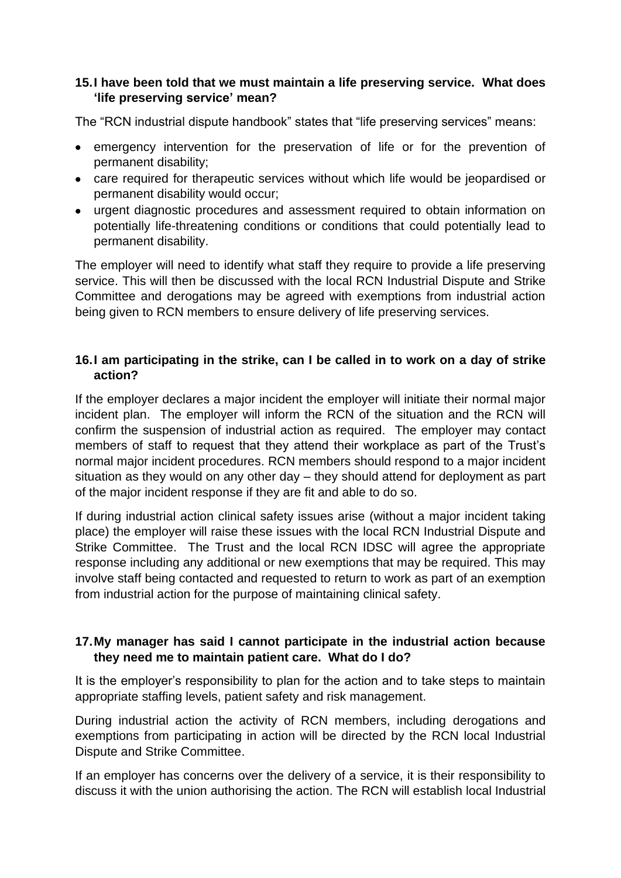### 15. I have been told that we must maintain a life preserving service. What does 'life preserving service' mean?

The "RCN industrial dispute handbook" states that "life preserving services" means:

- emergency intervention for the preservation of life or for the prevention of permanent disability;
- care required for therapeutic services without which life would be jeopardised or permanent disability would occur;
- urgent diagnostic procedures and assessment required to obtain information on potentially life-threatening conditions or conditions that could potentially lead to permanent disability.

The employer will need to identify what staff they require to provide a life preserving service. This will then be discussed with the local RCN Industrial Dispute and Strike Committee and derogations may be agreed with exemptions from industrial action being given to RCN members to ensure delivery of life preserving services.

### 16. I am participating in the strike, can I be called in to work on a day of strike action?

If the employer declares a major incident the employer will initiate their normal major incident plan. The employer will inform the RCN of the situation and the RCN will confirm the suspension of industrial action as required. The employer may contact members of staff to request that they attend their workplace as part of the Trust's normal major incident procedures. RCN members should respond to a major incident situation as they would on any other day – they should attend for deployment as part of the major incident response if they are fit and able to do so.

If during industrial action clinical safety issues arise (without a major incident taking place) the employer will raise these issues with the local RCN Industrial Dispute and Strike Committee. The Trust and the local RCN IDSC will agree the appropriate response including any additional or new exemptions that may be required. This may involve staff being contacted and requested to return to work as part of an exemption from industrial action for the purpose of maintaining clinical safety.

### 17. My manager has said I cannot participate in the industrial action because they need me to maintain patient care. What do I do?

It is the employer's responsibility to plan for the action and to take steps to maintain appropriate staffing levels, patient safety and risk management.

During industrial action the activity of RCN members, including derogations and exemptions from participating in action will be directed by the RCN local Industrial Dispute and Strike Committee.

If an employer has concerns over the delivery of a service, it is their responsibility to discuss it with the union authorising the action. The RCN will establish local Industrial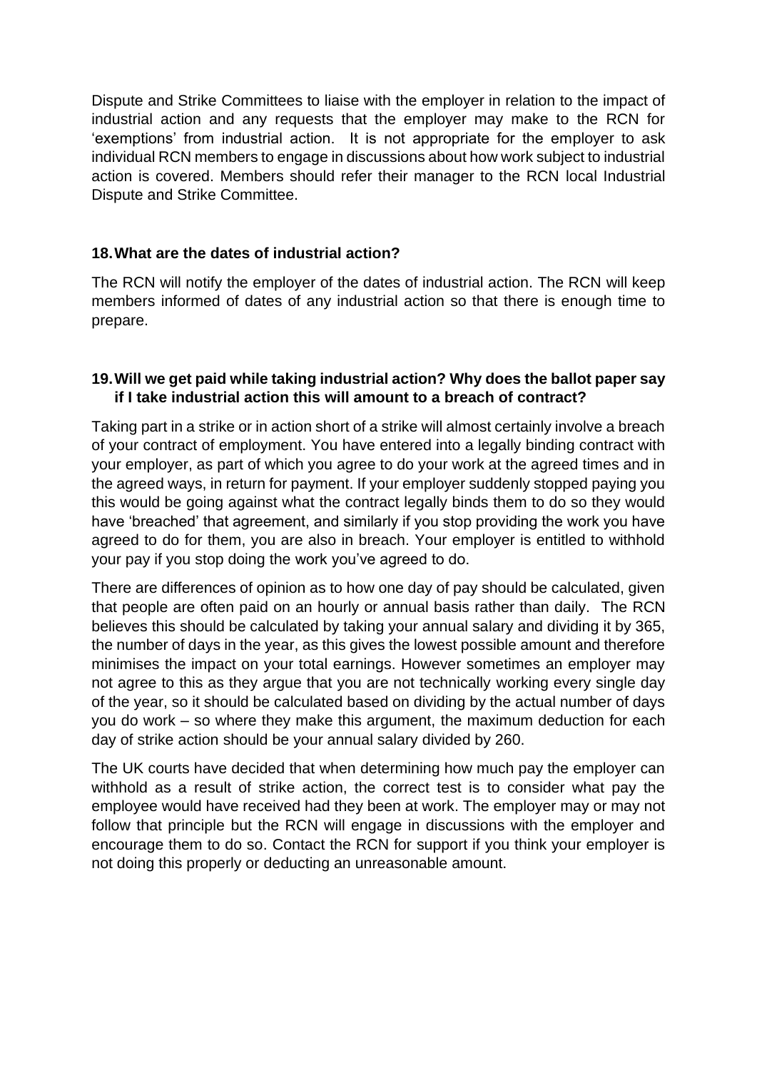Dispute and Strike Committees to liaise with the employer in relation to the impact of industrial action and any requests that the employer may make to the RCN for 'exemptions' from industrial action. It is not appropriate for the employer to ask individual RCN members to engage in discussions about how work subject to industrial action is covered. Members should refer their manager to the RCN local Industrial Dispute and Strike Committee.

### 18. What are the dates of industrial action?

The RCN will notify the employer of the dates of industrial action. The RCN will keep members informed of dates of any industrial action so that there is enough time to prepare.

### 19. Will we get paid while taking industrial action? Why does the ballot paper say if I take industrial action this will amount to a breach of contract?

Taking part in a strike or in action short of a strike will almost certainly involve a breach of your contract of employment. You have entered into a legally binding contract with your employer, as part of which you agree to do your work at the agreed times and in the agreed ways, in return for payment. If your employer suddenly stopped paying you this would be going against what the contract legally binds them to do so they would have 'breached' that agreement, and similarly if you stop providing the work you have agreed to do for them, you are also in breach. Your employer is entitled to withhold your pay if you stop doing the work you've agreed to do.

There are differences of opinion as to how one day of pay should be calculated, given that people are often paid on an hourly or annual basis rather than daily. The RCN believes this should be calculated by taking your annual salary and dividing it by 365, the number of days in the year, as this gives the lowest possible amount and therefore minimises the impact on your total earnings. However sometimes an employer may not agree to this as they argue that you are not technically working every single day of the year, so it should be calculated based on dividing by the actual number of days you do work – so where they make this argument, the maximum deduction for each day of strike action should be your annual salary divided by 260.

The UK courts have decided that when determining how much pay the employer can withhold as a result of strike action, the correct test is to consider what pay the employee would have received had they been at work. The employer may or may not follow that principle but the RCN will engage in discussions with the employer and encourage them to do so. Contact the RCN for support if you think your employer is not doing this properly or deducting an unreasonable amount.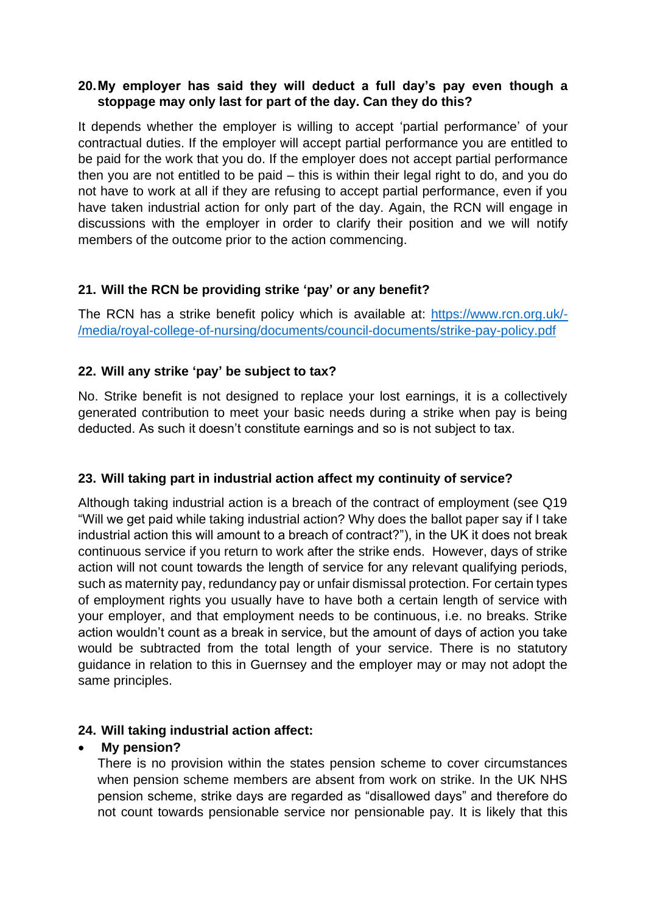### 20. My employer has said they will deduct a full day's pay even though a stoppage may only last for part of the day. Can they do this?

It depends whether the employer is willing to accept 'partial performance' of your contractual duties. If the employer will accept partial performance you are entitled to be paid for the work that you do. If the employer does not accept partial performance then you are not entitled to be paid – this is within their legal right to do, and you do not have to work at all if they are refusing to accept partial performance, even if you have taken industrial action for only part of the day. Again, the RCN will engage in discussions with the employer in order to clarify their position and we will notify members of the outcome prior to the action commencing.

### 21. Will the RCN be providing strike 'pay' or any benefit?

The RCN has a strike benefit policy which is available at: [https://www.rcn.org.uk/-/media/royal-college-of-nursing/documents/council-documents/strike-pay-policy.pdf](https://www.rcn.org.uk/-/media/royal-college-of-nursing/documents/council-documents/strike-pay-policy.pdf)

### 22. Will any strike 'pay' be subject to tax?

No. Strike benefit is not designed to replace your lost earnings, it is a collectively generated contribution to meet your basic needs during a strike when pay is being deducted. As such it doesn't constitute earnings and so is not subject to tax.

### 23. Will taking part in industrial action affect my continuity of service?

Although taking industrial action is a breach of the contract of employment (see Q19 "Will we get paid while taking industrial action? Why does the ballot paper say if I take industrial action this will amount to a breach of contract?"), in the UK it does not break continuous service if you return to work after the strike ends. However, days of strike action will not count towards the length of service for any relevant qualifying periods, such as maternity pay, redundancy pay or unfair dismissal protection. For certain types of employment rights you usually have to have both a certain length of service with your employer, and that employment needs to be continuous, i.e. no breaks. Strike action wouldn't count as a break in service, but the amount of days of action you take would be subtracted from the total length of your service. There is no statutory guidance in relation to this in Guernsey and the employer may or may not adopt the same principles.

### 24. Will taking industrial action affect:

- **My pension?**

  There is no provision within the states pension scheme to cover circumstances when pension scheme members are absent from work on strike. In the UK NHS pension scheme, strike days are regarded as "disallowed days" and therefore do not count towards pensionable service nor pensionable pay. It is likely that this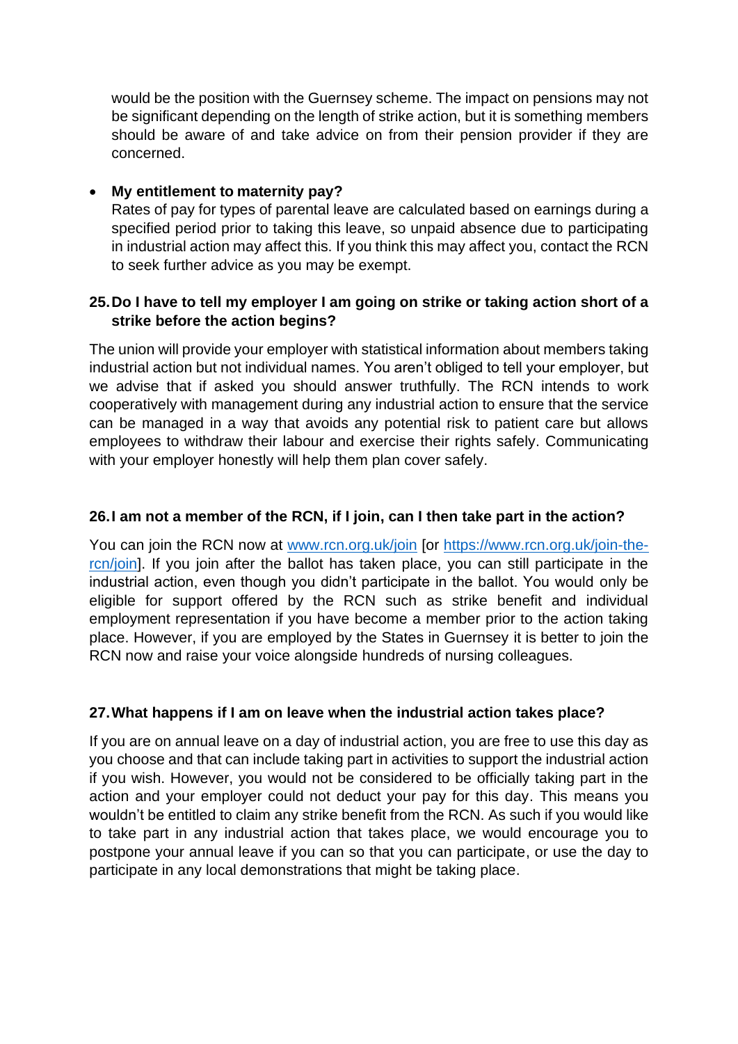would be the position with the Guernsey scheme. The impact on pensions may not be significant depending on the length of strike action, but it is something members should be aware of and take advice on from their pension provider if they are concerned.

- **My entitlement to maternity pay?**
  Rates of pay for types of parental leave are calculated based on earnings during a specified period prior to taking this leave, so unpaid absence due to participating in industrial action may affect this. If you think this may affect you, contact the RCN to seek further advice as you may be exempt.

### 25. Do I have to tell my employer I am going on strike or taking action short of a strike before the action begins?

The union will provide your employer with statistical information about members taking industrial action but not individual names. You aren't obliged to tell your employer, but we advise that if asked you should answer truthfully. The RCN intends to work cooperatively with management during any industrial action to ensure that the service can be managed in a way that avoids any potential risk to patient care but allows employees to withdraw their labour and exercise their rights safely. Communicating with your employer honestly will help them plan cover safely.

### 26. I am not a member of the RCN, if I join, can I then take part in the action?

You can join the RCN now at www.rcn.org.uk/join [or https://www.rcn.org.uk/join-the-rcn/join]. If you join after the ballot has taken place, you can still participate in the industrial action, even though you didn't participate in the ballot. You would only be eligible for support offered by the RCN such as strike benefit and individual employment representation if you have become a member prior to the action taking place. However, if you are employed by the States in Guernsey it is better to join the RCN now and raise your voice alongside hundreds of nursing colleagues.

### 27. What happens if I am on leave when the industrial action takes place?

If you are on annual leave on a day of industrial action, you are free to use this day as you choose and that can include taking part in activities to support the industrial action if you wish. However, you would not be considered to be officially taking part in the action and your employer could not deduct your pay for this day. This means you wouldn't be entitled to claim any strike benefit from the RCN. As such if you would like to take part in any industrial action that takes place, we would encourage you to postpone your annual leave if you can so that you can participate, or use the day to participate in any local demonstrations that might be taking place.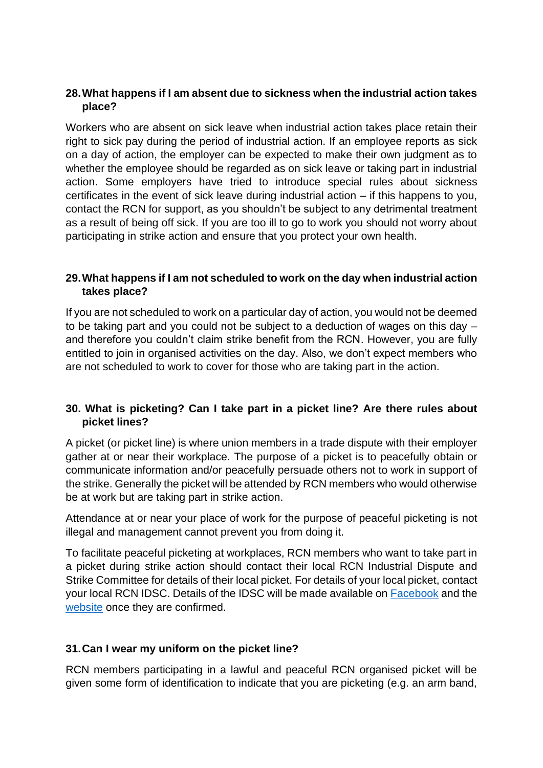### 28. What happens if I am absent due to sickness when the industrial action takes place?

Workers who are absent on sick leave when industrial action takes place retain their right to sick pay during the period of industrial action. If an employee reports as sick on a day of action, the employer can be expected to make their own judgment as to whether the employee should be regarded as on sick leave or taking part in industrial action. Some employers have tried to introduce special rules about sickness certificates in the event of sick leave during industrial action – if this happens to you, contact the RCN for support, as you shouldn't be subject to any detrimental treatment as a result of being off sick. If you are too ill to go to work you should not worry about participating in strike action and ensure that you protect your own health.

### 29. What happens if I am not scheduled to work on the day when industrial action takes place?

If you are not scheduled to work on a particular day of action, you would not be deemed to be taking part and you could not be subject to a deduction of wages on this day – and therefore you couldn't claim strike benefit from the RCN. However, you are fully entitled to join in organised activities on the day. Also, we don't expect members who are not scheduled to work to cover for those who are taking part in the action.

### 30. What is picketing? Can I take part in a picket line? Are there rules about picket lines?

A picket (or picket line) is where union members in a trade dispute with their employer gather at or near their workplace. The purpose of a picket is to peacefully obtain or communicate information and/or peacefully persuade others not to work in support of the strike. Generally the picket will be attended by RCN members who would otherwise be at work but are taking part in strike action.

Attendance at or near your place of work for the purpose of peaceful picketing is not illegal and management cannot prevent you from doing it.

To facilitate peaceful picketing at workplaces, RCN members who want to take part in a picket during strike action should contact their local RCN Industrial Dispute and Strike Committee for details of their local picket. For details of your local picket, contact your local RCN IDSC. Details of the IDSC will be made available on [Facebook]() and the [website]() once they are confirmed.

### 31. Can I wear my uniform on the picket line?

RCN members participating in a lawful and peaceful RCN organised picket will be given some form of identification to indicate that you are picketing (e.g. an arm band,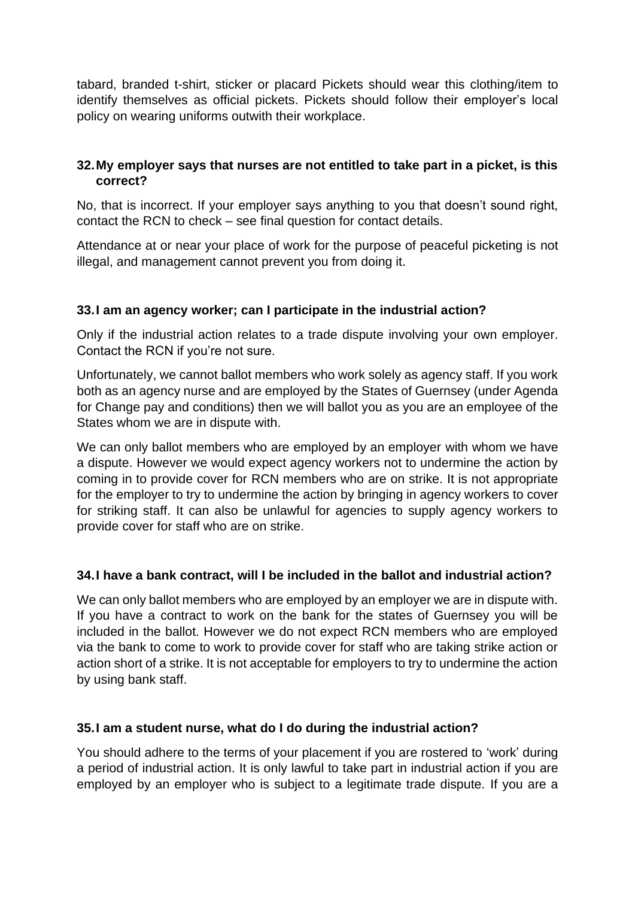tabard, branded t-shirt, sticker or placard Pickets should wear this clothing/item to identify themselves as official pickets. Pickets should follow their employer's local policy on wearing uniforms outwith their workplace.

### 32. My employer says that nurses are not entitled to take part in a picket, is this correct?

No, that is incorrect. If your employer says anything to you that doesn't sound right, contact the RCN to check – see final question for contact details.

Attendance at or near your place of work for the purpose of peaceful picketing is not illegal, and management cannot prevent you from doing it.

### 33. I am an agency worker; can I participate in the industrial action?

Only if the industrial action relates to a trade dispute involving your own employer. Contact the RCN if you're not sure.

Unfortunately, we cannot ballot members who work solely as agency staff. If you work both as an agency nurse and are employed by the States of Guernsey (under Agenda for Change pay and conditions) then we will ballot you as you are an employee of the States whom we are in dispute with.

We can only ballot members who are employed by an employer with whom we have a dispute. However we would expect agency workers not to undermine the action by coming in to provide cover for RCN members who are on strike. It is not appropriate for the employer to try to undermine the action by bringing in agency workers to cover for striking staff. It can also be unlawful for agencies to supply agency workers to provide cover for staff who are on strike.

### 34. I have a bank contract, will I be included in the ballot and industrial action?

We can only ballot members who are employed by an employer we are in dispute with. If you have a contract to work on the bank for the states of Guernsey you will be included in the ballot. However we do not expect RCN members who are employed via the bank to come to work to provide cover for staff who are taking strike action or action short of a strike. It is not acceptable for employers to try to undermine the action by using bank staff.

### 35. I am a student nurse, what do I do during the industrial action?

You should adhere to the terms of your placement if you are rostered to 'work' during a period of industrial action. It is only lawful to take part in industrial action if you are employed by an employer who is subject to a legitimate trade dispute. If you are a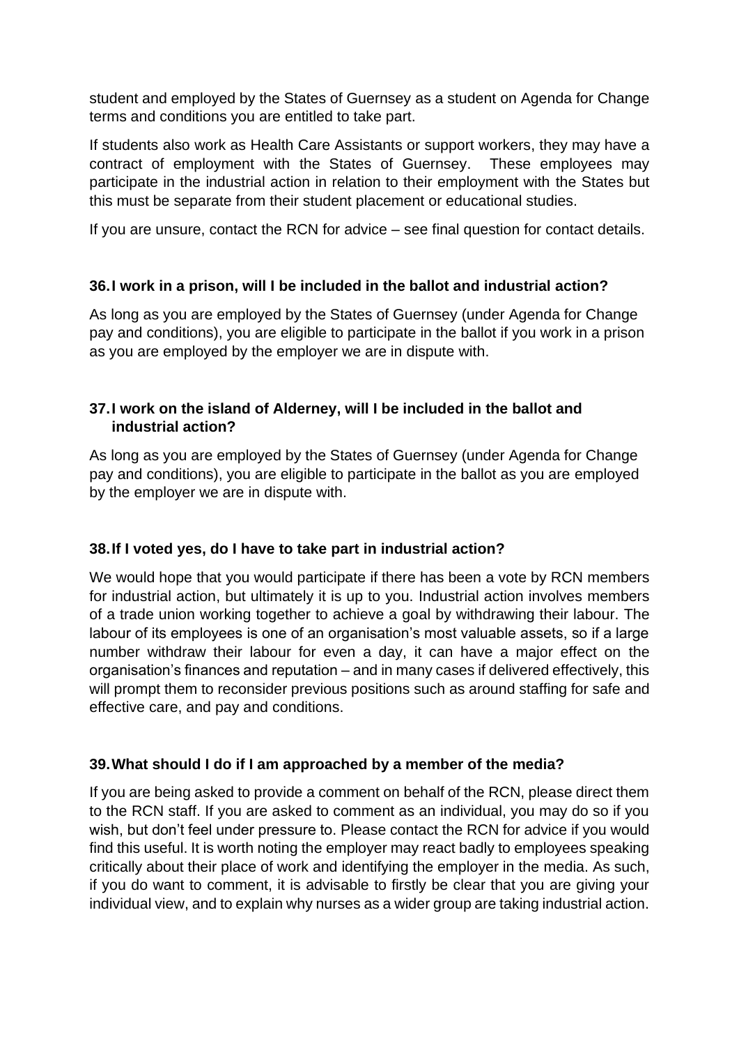student and employed by the States of Guernsey as a student on Agenda for Change terms and conditions you are entitled to take part.

If students also work as Health Care Assistants or support workers, they may have a contract of employment with the States of Guernsey. These employees may participate in the industrial action in relation to their employment with the States but this must be separate from their student placement or educational studies.

If you are unsure, contact the RCN for advice – see final question for contact details.

### 36. I work in a prison, will I be included in the ballot and industrial action?

As long as you are employed by the States of Guernsey (under Agenda for Change pay and conditions), you are eligible to participate in the ballot if you work in a prison as you are employed by the employer we are in dispute with.

### 37. I work on the island of Alderney, will I be included in the ballot and industrial action?

As long as you are employed by the States of Guernsey (under Agenda for Change pay and conditions), you are eligible to participate in the ballot as you are employed by the employer we are in dispute with.

### 38. If I voted yes, do I have to take part in industrial action?

We would hope that you would participate if there has been a vote by RCN members for industrial action, but ultimately it is up to you. Industrial action involves members of a trade union working together to achieve a goal by withdrawing their labour. The labour of its employees is one of an organisation's most valuable assets, so if a large number withdraw their labour for even a day, it can have a major effect on the organisation's finances and reputation – and in many cases if delivered effectively, this will prompt them to reconsider previous positions such as around staffing for safe and effective care, and pay and conditions.

### 39. What should I do if I am approached by a member of the media?

If you are being asked to provide a comment on behalf of the RCN, please direct them to the RCN staff. If you are asked to comment as an individual, you may do so if you wish, but don't feel under pressure to. Please contact the RCN for advice if you would find this useful. It is worth noting the employer may react badly to employees speaking critically about their place of work and identifying the employer in the media. As such, if you do want to comment, it is advisable to firstly be clear that you are giving your individual view, and to explain why nurses as a wider group are taking industrial action.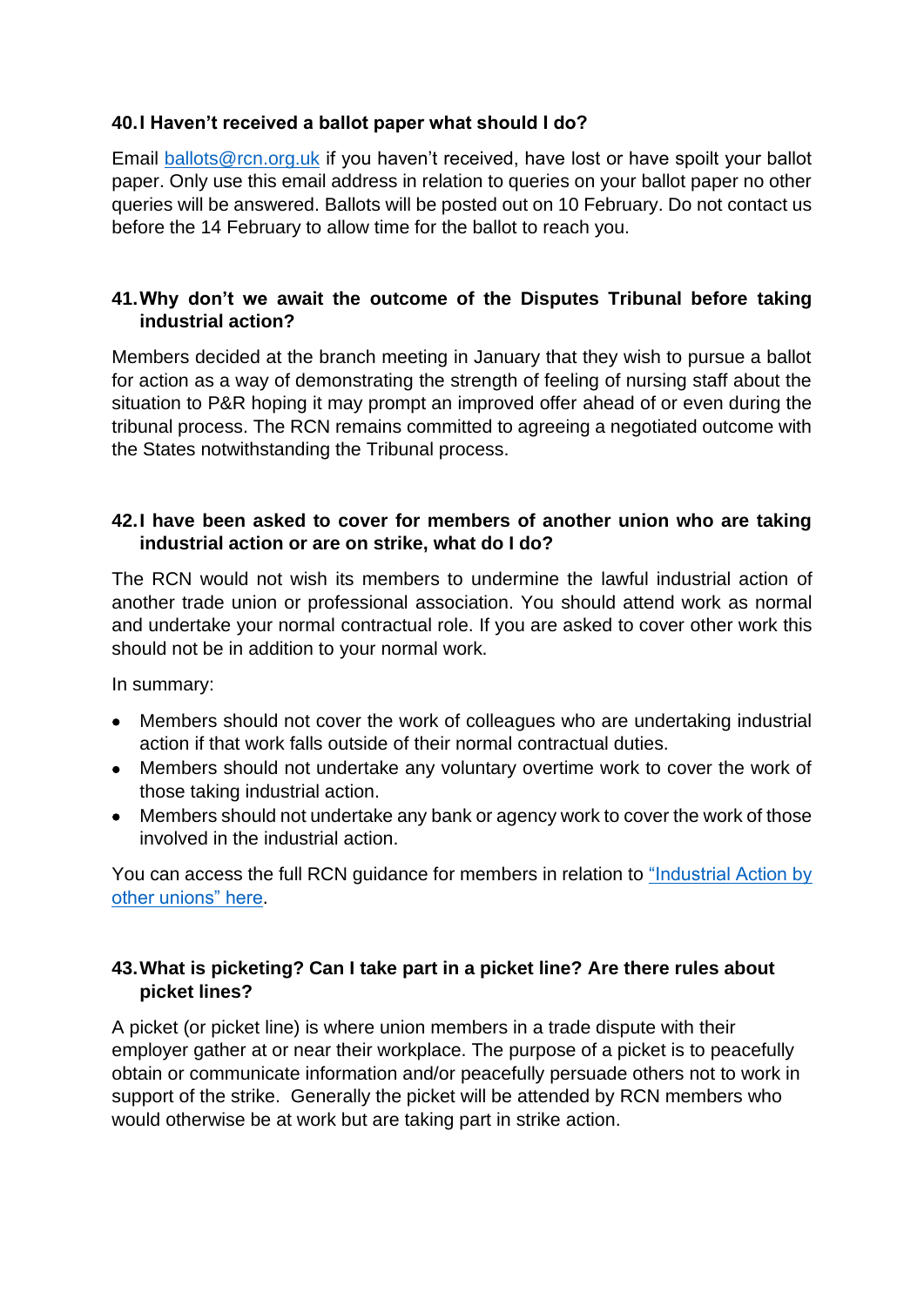### 40. I Haven't received a ballot paper what should I do?

Email [ballots@rcn.org.uk](mailto:ballots@rcn.org.uk) if you haven't received, have lost or have spoilt your ballot paper. Only use this email address in relation to queries on your ballot paper no other queries will be answered. Ballots will be posted out on 10 February. Do not contact us before the 14 February to allow time for the ballot to reach you.

### 41. Why don't we await the outcome of the Disputes Tribunal before taking industrial action?

Members decided at the branch meeting in January that they wish to pursue a ballot for action as a way of demonstrating the strength of feeling of nursing staff about the situation to P&R hoping it may prompt an improved offer ahead of or even during the tribunal process. The RCN remains committed to agreeing a negotiated outcome with the States notwithstanding the Tribunal process.

### 42. I have been asked to cover for members of another union who are taking industrial action or are on strike, what do I do?

The RCN would not wish its members to undermine the lawful industrial action of another trade union or professional association. You should attend work as normal and undertake your normal contractual role. If you are asked to cover other work this should not be in addition to your normal work.

In summary:

- Members should not cover the work of colleagues who are undertaking industrial action if that work falls outside of their normal contractual duties.
- Members should not undertake any voluntary overtime work to cover the work of those taking industrial action.
- Members should not undertake any bank or agency work to cover the work of those involved in the industrial action.

You can access the full RCN guidance for members in relation to "Industrial Action by other unions" here.

### 43. What is picketing? Can I take part in a picket line? Are there rules about picket lines?

A picket (or picket line) is where union members in a trade dispute with their employer gather at or near their workplace. The purpose of a picket is to peacefully obtain or communicate information and/or peacefully persuade others not to work in support of the strike. Generally the picket will be attended by RCN members who would otherwise be at work but are taking part in strike action.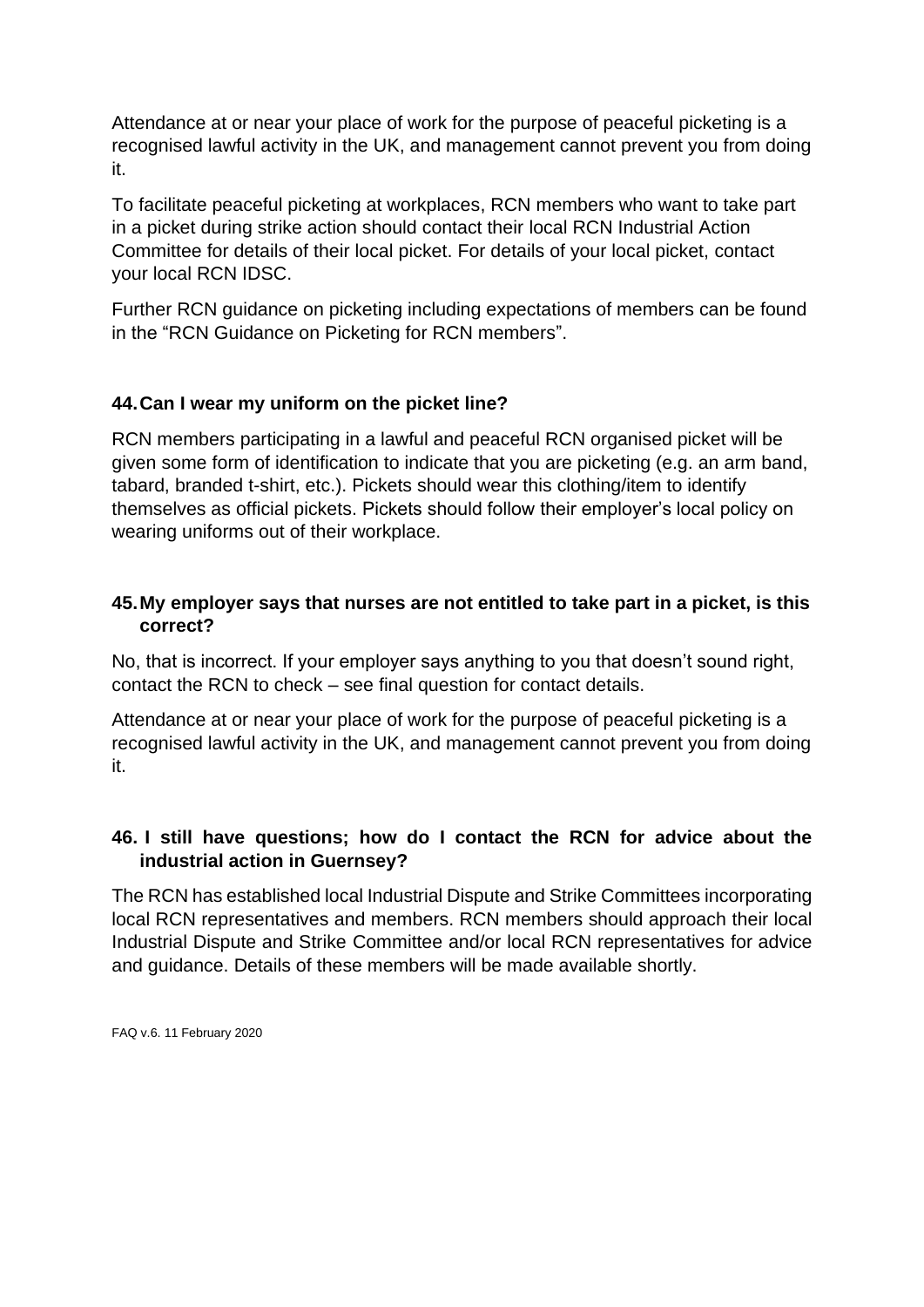Attendance at or near your place of work for the purpose of peaceful picketing is a recognised lawful activity in the UK, and management cannot prevent you from doing it.

To facilitate peaceful picketing at workplaces, RCN members who want to take part in a picket during strike action should contact their local RCN Industrial Action Committee for details of their local picket. For details of your local picket, contact your local RCN IDSC.

Further RCN guidance on picketing including expectations of members can be found in the "RCN Guidance on Picketing for RCN members".

### 44. Can I wear my uniform on the picket line?

RCN members participating in a lawful and peaceful RCN organised picket will be given some form of identification to indicate that you are picketing (e.g. an arm band, tabard, branded t-shirt, etc.). Pickets should wear this clothing/item to identify themselves as official pickets. Pickets should follow their employer's local policy on wearing uniforms out of their workplace.

### 45. My employer says that nurses are not entitled to take part in a picket, is this correct?

No, that is incorrect. If your employer says anything to you that doesn't sound right, contact the RCN to check – see final question for contact details.

Attendance at or near your place of work for the purpose of peaceful picketing is a recognised lawful activity in the UK, and management cannot prevent you from doing it.

### 46. I still have questions; how do I contact the RCN for advice about the industrial action in Guernsey?

The RCN has established local Industrial Dispute and Strike Committees incorporating local RCN representatives and members. RCN members should approach their local Industrial Dispute and Strike Committee and/or local RCN representatives for advice and guidance. Details of these members will be made available shortly.

FAQ v.6. 11 February 2020